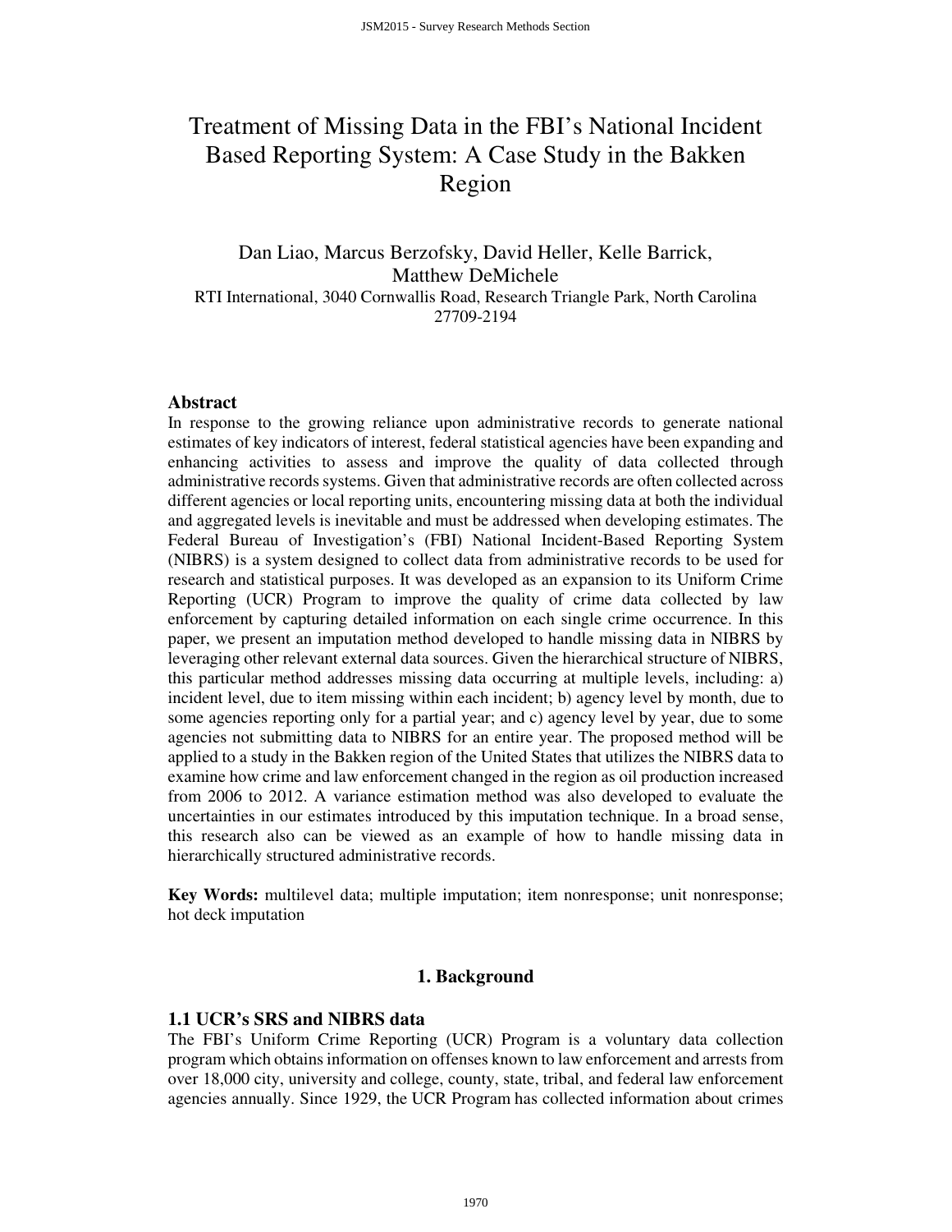# Treatment of Missing Data in the FBI's National Incident Based Reporting System: A Case Study in the Bakken Region

Dan Liao, Marcus Berzofsky, David Heller, Kelle Barrick, Matthew DeMichele

RTI International, 3040 Cornwallis Road, Research Triangle Park, North Carolina 27709-2194

## Abstract

In response to the growing reliance upon administrative records to generate national estimates of key indicators of interest, federal statistical agencies have been expanding and enhancing activities to assess and improve the quality of data collected through administrative records systems. Given that administrative records are often collected across different agencies or local reporting units, encountering missing data at both the individual and aggregated levels is inevitable and must be addressed when developing estimates. The Federal Bureau of Investigation's (FBI) National Incident-Based Reporting System (NIBRS) is a system designed to collect data from administrative records to be used for research and statistical purposes. It was developed as an expansion to its Uniform Crime Reporting (UCR) Program to improve the quality of crime data collected by law enforcement by capturing detailed information on each single crime occurrence. In this paper, we present an imputation method developed to handle missing data in NIBRS by leveraging other relevant external data sources. Given the hierarchical structure of NIBRS, this particular method addresses missing data occurring at multiple levels, including: a) incident level, due to item missing within each incident; b) agency level by month, due to some agencies reporting only for a partial year; and c) agency level by year, due to some agencies not submitting data to NIBRS for an entire year. The proposed method will be applied to a study in the Bakken region of the United States that utilizes the NIBRS data to examine how crime and law enforcement changed in the region as oil production increased from 2006 to 2012. A variance estimation method was also developed to evaluate the uncertainties in our estimates introduced by this imputation technique. In a broad sense, this research also can be viewed as an example of how to handle missing data in hierarchically structured administrative records.

**Key Words:** multilevel data; multiple imputation; item nonresponse; unit nonresponse; hot deck imputation

## 1. Background

### 1.1 UCR's SRS and NIBRS data

The FBI's Uniform Crime Reporting (UCR) Program is a voluntary data collection program which obtains information on offenses known to law enforcement and arrests from over 18,000 city, university and college, county, state, tribal, and federal law enforcement agencies annually. Since 1929, the UCR Program has collected information about crimes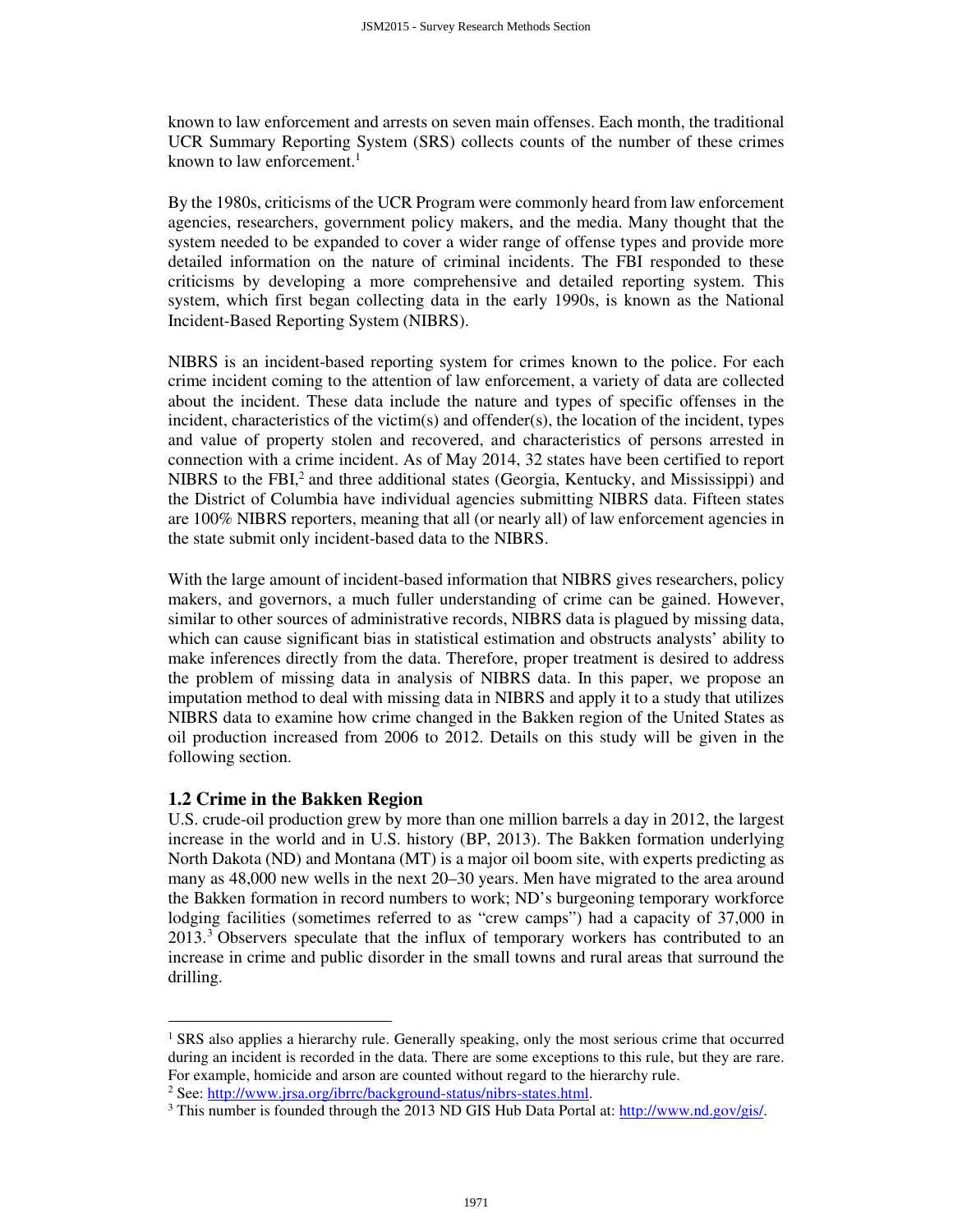known to law enforcement and arrests on seven main offenses. Each month, the traditional UCR Summary Reporting System (SRS) collects counts of the number of these crimes known to law enforcement.[1]

By the 1980s, criticisms of the UCR Program were commonly heard from law enforcement agencies, researchers, government policy makers, and the media. Many thought that the system needed to be expanded to cover a wider range of offense types and provide more detailed information on the nature of criminal incidents. The FBI responded to these criticisms by developing a more comprehensive and detailed reporting system. This system, which first began collecting data in the early 1990s, is known as the National Incident-Based Reporting System (NIBRS).

NIBRS is an incident-based reporting system for crimes known to the police. For each crime incident coming to the attention of law enforcement, a variety of data are collected about the incident. These data include the nature and types of specific offenses in the incident, characteristics of the victim(s) and offender(s), the location of the incident, types and value of property stolen and recovered, and characteristics of persons arrested in connection with a crime incident. As of May 2014, 32 states have been certified to report NIBRS to the FBI,[2] and three additional states (Georgia, Kentucky, and Mississippi) and the District of Columbia have individual agencies submitting NIBRS data. Fifteen states are 100% NIBRS reporters, meaning that all (or nearly all) of law enforcement agencies in the state submit only incident-based data to the NIBRS.

With the large amount of incident-based information that NIBRS gives researchers, policy makers, and governors, a much fuller understanding of crime can be gained. However, similar to other sources of administrative records, NIBRS data is plagued by missing data, which can cause significant bias in statistical estimation and obstructs analysts' ability to make inferences directly from the data. Therefore, proper treatment is desired to address the problem of missing data in analysis of NIBRS data. In this paper, we propose an imputation method to deal with missing data in NIBRS and apply it to a study that utilizes NIBRS data to examine how crime changed in the Bakken region of the United States as oil production increased from 2006 to 2012. Details on this study will be given in the following section.

### 1.2 Crime in the Bakken Region

U.S. crude-oil production grew by more than one million barrels a day in 2012, the largest increase in the world and in U.S. history (BP, 2013). The Bakken formation underlying North Dakota (ND) and Montana (MT) is a major oil boom site, with experts predicting as many as 48,000 new wells in the next 20–30 years. Men have migrated to the area around the Bakken formation in record numbers to work; ND's burgeoning temporary workforce lodging facilities (sometimes referred to as "crew camps") had a capacity of 37,000 in 2013.[3] Observers speculate that the influx of temporary workers has contributed to an increase in crime and public disorder in the small towns and rural areas that surround the drilling.

---

[1] SRS also applies a hierarchy rule. Generally speaking, only the most serious crime that occurred during an incident is recorded in the data. There are some exceptions to this rule, but they are rare. For example, homicide and arson are counted without regard to the hierarchy rule.

[2] See: http://www.jrsa.org/ibrrc/background-status/nibrs-states.html.

[3] This number is founded through the 2013 ND GIS Hub Data Portal at: http://www.nd.gov/gis/.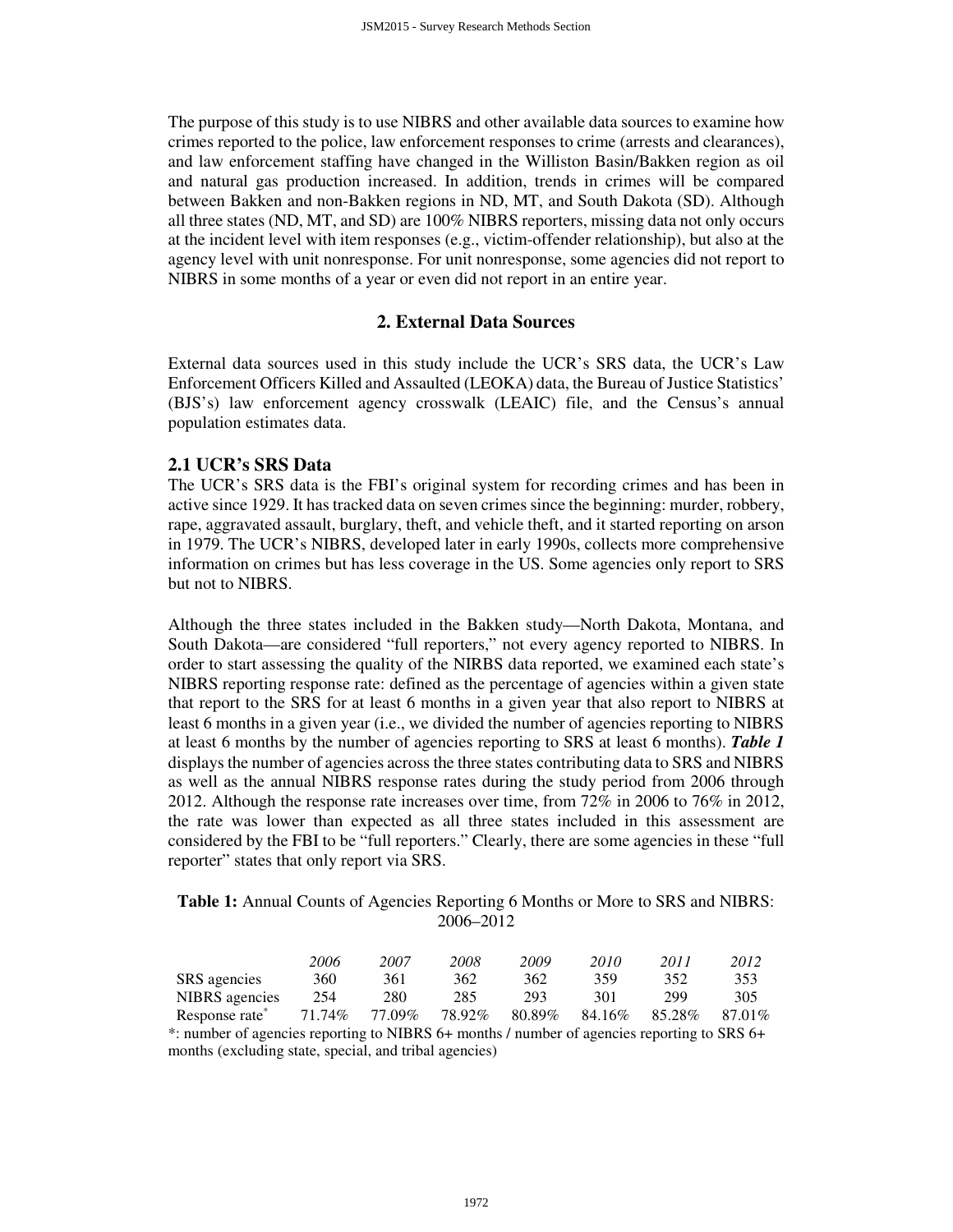The purpose of this study is to use NIBRS and other available data sources to examine how crimes reported to the police, law enforcement responses to crime (arrests and clearances), and law enforcement staffing have changed in the Williston Basin/Bakken region as oil and natural gas production increased. In addition, trends in crimes will be compared between Bakken and non-Bakken regions in ND, MT, and South Dakota (SD). Although all three states (ND, MT, and SD) are 100% NIBRS reporters, missing data not only occurs at the incident level with item responses (e.g., victim-offender relationship), but also at the agency level with unit nonresponse. For unit nonresponse, some agencies did not report to NIBRS in some months of a year or even did not report in an entire year.

## 2. External Data Sources

External data sources used in this study include the UCR's SRS data, the UCR's Law Enforcement Officers Killed and Assaulted (LEOKA) data, the Bureau of Justice Statistics' (BJS's) law enforcement agency crosswalk (LEAIC) file, and the Census's annual population estimates data.

### 2.1 UCR's SRS Data

The UCR's SRS data is the FBI's original system for recording crimes and has been in active since 1929. It has tracked data on seven crimes since the beginning: murder, robbery, rape, aggravated assault, burglary, theft, and vehicle theft, and it started reporting on arson in 1979. The UCR's NIBRS, developed later in early 1990s, collects more comprehensive information on crimes but has less coverage in the US. Some agencies only report to SRS but not to NIBRS.

Although the three states included in the Bakken study—North Dakota, Montana, and South Dakota—are considered "full reporters," not every agency reported to NIBRS. In order to start assessing the quality of the NIRBS data reported, we examined each state's NIBRS reporting response rate: defined as the percentage of agencies within a given state that report to the SRS for at least 6 months in a given year that also report to NIBRS at least 6 months in a given year (i.e., we divided the number of agencies reporting to NIBRS at least 6 months by the number of agencies reporting to SRS at least 6 months). ***Table 1*** displays the number of agencies across the three states contributing data to SRS and NIBRS as well as the annual NIBRS response rates during the study period from 2006 through 2012. Although the response rate increases over time, from 72% in 2006 to 76% in 2012, the rate was lower than expected as all three states included in this assessment are considered by the FBI to be "full reporters." Clearly, there are some agencies in these "full reporter" states that only report via SRS.

**Table 1:** Annual Counts of Agencies Reporting 6 Months or More to SRS and NIBRS: 2006–2012

| | *2006* | *2007* | *2008* | *2009* | *2010* | *2011* | *2012* |
|---|---|---|---|---|---|---|---|
| SRS agencies | 360 | 361 | 362 | 362 | 359 | 352 | 353 |
| NIBRS agencies | 254 | 280 | 285 | 293 | 301 | 299 | 305 |
| Response rate* | 71.74% | 77.09% | 78.92% | 80.89% | 84.16% | 85.28% | 87.01% |

*: number of agencies reporting to NIBRS 6+ months / number of agencies reporting to SRS 6+ months (excluding state, special, and tribal agencies)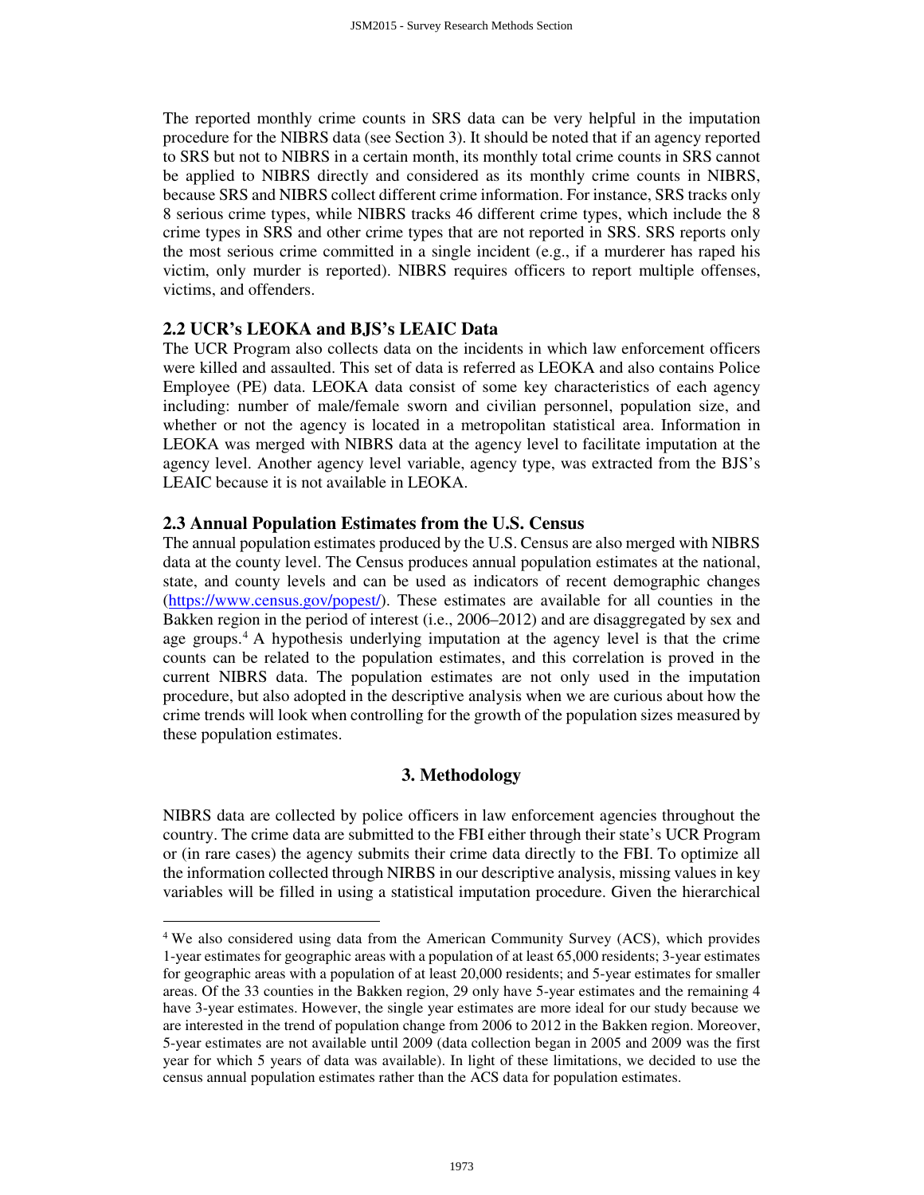The reported monthly crime counts in SRS data can be very helpful in the imputation procedure for the NIBRS data (see Section 3). It should be noted that if an agency reported to SRS but not to NIBRS in a certain month, its monthly total crime counts in SRS cannot be applied to NIBRS directly and considered as its monthly crime counts in NIBRS, because SRS and NIBRS collect different crime information. For instance, SRS tracks only 8 serious crime types, while NIBRS tracks 46 different crime types, which include the 8 crime types in SRS and other crime types that are not reported in SRS. SRS reports only the most serious crime committed in a single incident (e.g., if a murderer has raped his victim, only murder is reported). NIBRS requires officers to report multiple offenses, victims, and offenders.

### 2.2 UCR's LEOKA and BJS's LEAIC Data

The UCR Program also collects data on the incidents in which law enforcement officers were killed and assaulted. This set of data is referred as LEOKA and also contains Police Employee (PE) data. LEOKA data consist of some key characteristics of each agency including: number of male/female sworn and civilian personnel, population size, and whether or not the agency is located in a metropolitan statistical area. Information in LEOKA was merged with NIBRS data at the agency level to facilitate imputation at the agency level. Another agency level variable, agency type, was extracted from the BJS's LEAIC because it is not available in LEOKA.

### 2.3 Annual Population Estimates from the U.S. Census

The annual population estimates produced by the U.S. Census are also merged with NIBRS data at the county level. The Census produces annual population estimates at the national, state, and county levels and can be used as indicators of recent demographic changes (https://www.census.gov/popest/). These estimates are available for all counties in the Bakken region in the period of interest (i.e., 2006–2012) and are disaggregated by sex and age groups.[4] A hypothesis underlying imputation at the agency level is that the crime counts can be related to the population estimates, and this correlation is proved in the current NIBRS data. The population estimates are not only used in the imputation procedure, but also adopted in the descriptive analysis when we are curious about how the crime trends will look when controlling for the growth of the population sizes measured by these population estimates.

## 3. Methodology

NIBRS data are collected by police officers in law enforcement agencies throughout the country. The crime data are submitted to the FBI either through their state's UCR Program or (in rare cases) the agency submits their crime data directly to the FBI. To optimize all the information collected through NIRBS in our descriptive analysis, missing values in key variables will be filled in using a statistical imputation procedure. Given the hierarchical

[4] We also considered using data from the American Community Survey (ACS), which provides 1-year estimates for geographic areas with a population of at least 65,000 residents; 3-year estimates for geographic areas with a population of at least 20,000 residents; and 5-year estimates for smaller areas. Of the 33 counties in the Bakken region, 29 only have 5-year estimates and the remaining 4 have 3-year estimates. However, the single year estimates are more ideal for our study because we are interested in the trend of population change from 2006 to 2012 in the Bakken region. Moreover, 5-year estimates are not available until 2009 (data collection began in 2005 and 2009 was the first year for which 5 years of data was available). In light of these limitations, we decided to use the census annual population estimates rather than the ACS data for population estimates.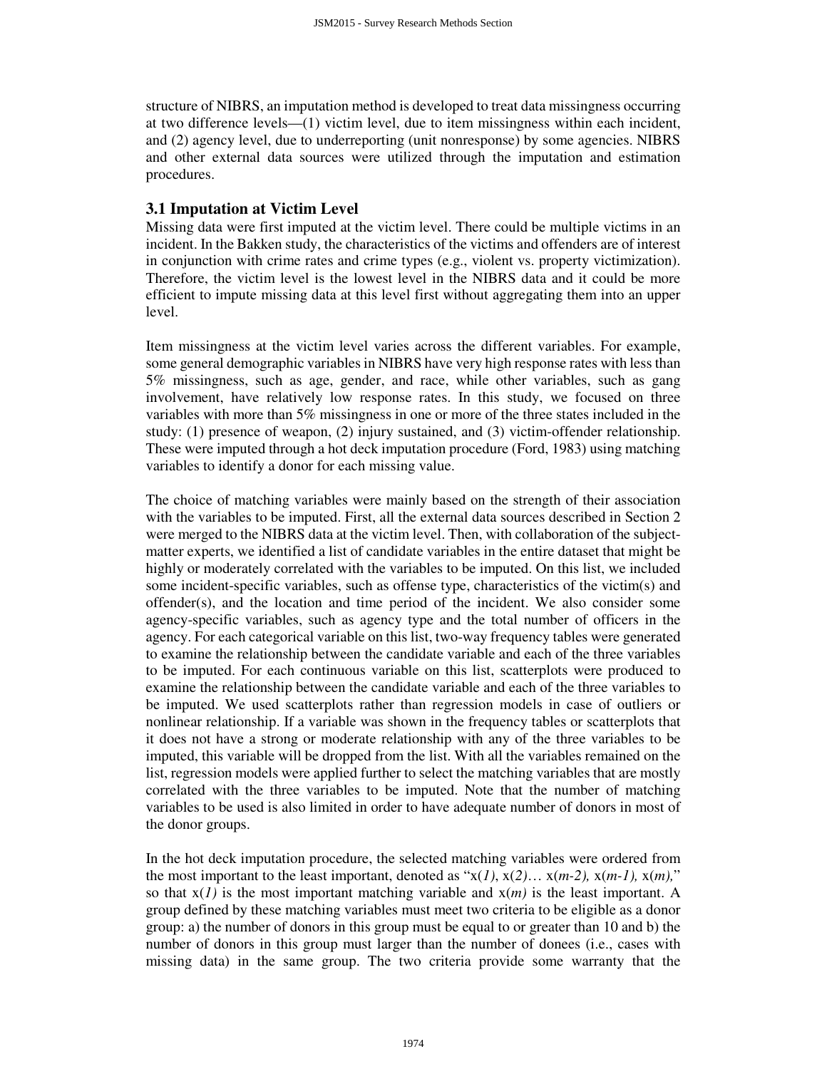structure of NIBRS, an imputation method is developed to treat data missingness occurring at two difference levels—(1) victim level, due to item missingness within each incident, and (2) agency level, due to underreporting (unit nonresponse) by some agencies. NIBRS and other external data sources were utilized through the imputation and estimation procedures.

### 3.1 Imputation at Victim Level

Missing data were first imputed at the victim level. There could be multiple victims in an incident. In the Bakken study, the characteristics of the victims and offenders are of interest in conjunction with crime rates and crime types (e.g., violent vs. property victimization). Therefore, the victim level is the lowest level in the NIBRS data and it could be more efficient to impute missing data at this level first without aggregating them into an upper level.

Item missingness at the victim level varies across the different variables. For example, some general demographic variables in NIBRS have very high response rates with less than 5% missingness, such as age, gender, and race, while other variables, such as gang involvement, have relatively low response rates. In this study, we focused on three variables with more than 5% missingness in one or more of the three states included in the study: (1) presence of weapon, (2) injury sustained, and (3) victim-offender relationship. These were imputed through a hot deck imputation procedure (Ford, 1983) using matching variables to identify a donor for each missing value.

The choice of matching variables were mainly based on the strength of their association with the variables to be imputed. First, all the external data sources described in Section 2 were merged to the NIBRS data at the victim level. Then, with collaboration of the subject-matter experts, we identified a list of candidate variables in the entire dataset that might be highly or moderately correlated with the variables to be imputed. On this list, we included some incident-specific variables, such as offense type, characteristics of the victim(s) and offender(s), and the location and time period of the incident. We also consider some agency-specific variables, such as agency type and the total number of officers in the agency. For each categorical variable on this list, two-way frequency tables were generated to examine the relationship between the candidate variable and each of the three variables to be imputed. For each continuous variable on this list, scatterplots were produced to examine the relationship between the candidate variable and each of the three variables to be imputed. We used scatterplots rather than regression models in case of outliers or nonlinear relationship. If a variable was shown in the frequency tables or scatterplots that it does not have a strong or moderate relationship with any of the three variables to be imputed, this variable will be dropped from the list. With all the variables remained on the list, regression models were applied further to select the matching variables that are mostly correlated with the three variables to be imputed. Note that the number of matching variables to be used is also limited in order to have adequate number of donors in most of the donor groups.

In the hot deck imputation procedure, the selected matching variables were ordered from the most important to the least important, denoted as "$x(1)$, $x(2)$… $x(m-2)$, $x(m-1)$, $x(m)$," so that $x(1)$ is the most important matching variable and $x(m)$ is the least important. A group defined by these matching variables must meet two criteria to be eligible as a donor group: a) the number of donors in this group must be equal to or greater than 10 and b) the number of donors in this group must larger than the number of donees (i.e., cases with missing data) in the same group. The two criteria provide some warranty that the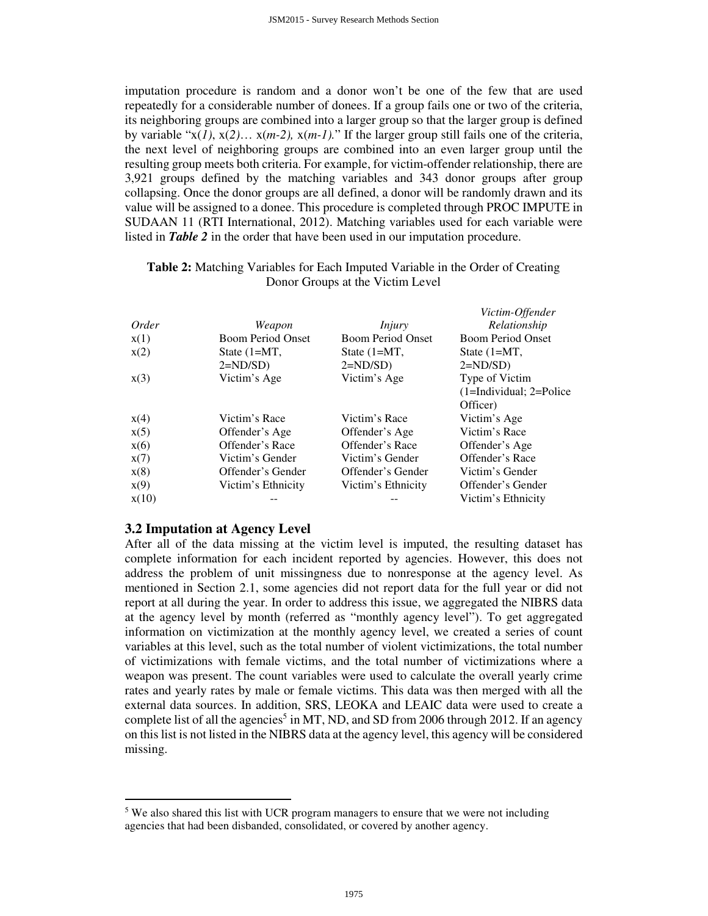imputation procedure is random and a donor won't be one of the few that are used repeatedly for a considerable number of donees. If a group fails one or two of the criteria, its neighboring groups are combined into a larger group so that the larger group is defined by variable "x(*1*), x(*2*)… x(*m-2*), x(*m-1*)." If the larger group still fails one of the criteria, the next level of neighboring groups are combined into an even larger group until the resulting group meets both criteria. For example, for victim-offender relationship, there are 3,921 groups defined by the matching variables and 343 donor groups after group collapsing. Once the donor groups are all defined, a donor will be randomly drawn and its value will be assigned to a donee. This procedure is completed through PROC IMPUTE in SUDAAN 11 (RTI International, 2012). Matching variables used for each variable were listed in ***Table 2*** in the order that have been used in our imputation procedure.

**Table 2:** Matching Variables for Each Imputed Variable in the Order of Creating Donor Groups at the Victim Level

| *Order* | *Weapon* | *Injury* | *Victim-Offender Relationship* |
|---|---|---|---|
| x(1) | Boom Period Onset | Boom Period Onset | Boom Period Onset |
| x(2) | State (1=MT, 2=ND/SD) | State (1=MT, 2=ND/SD) | State (1=MT, 2=ND/SD) |
| x(3) | Victim's Age | Victim's Age | Type of Victim (1=Individual; 2=Police Officer) |
| x(4) | Victim's Race | Victim's Race | Victim's Age |
| x(5) | Offender's Age | Offender's Age | Victim's Race |
| x(6) | Offender's Race | Offender's Race | Offender's Age |
| x(7) | Victim's Gender | Victim's Gender | Offender's Race |
| x(8) | Offender's Gender | Offender's Gender | Victim's Gender |
| x(9) | Victim's Ethnicity | Victim's Ethnicity | Offender's Gender |
| x(10) | -- | -- | Victim's Ethnicity |

### 3.2 Imputation at Agency Level

After all of the data missing at the victim level is imputed, the resulting dataset has complete information for each incident reported by agencies. However, this does not address the problem of unit missingness due to nonresponse at the agency level. As mentioned in Section 2.1, some agencies did not report data for the full year or did not report at all during the year. In order to address this issue, we aggregated the NIBRS data at the agency level by month (referred as "monthly agency level"). To get aggregated information on victimization at the monthly agency level, we created a series of count variables at this level, such as the total number of violent victimizations, the total number of victimizations with female victims, and the total number of victimizations where a weapon was present. The count variables were used to calculate the overall yearly crime rates and yearly rates by male or female victims. This data was then merged with all the external data sources. In addition, SRS, LEOKA and LEAIC data were used to create a complete list of all the agencies[5] in MT, ND, and SD from 2006 through 2012. If an agency on this list is not listed in the NIBRS data at the agency level, this agency will be considered missing.

[5] We also shared this list with UCR program managers to ensure that we were not including agencies that had been disbanded, consolidated, or covered by another agency.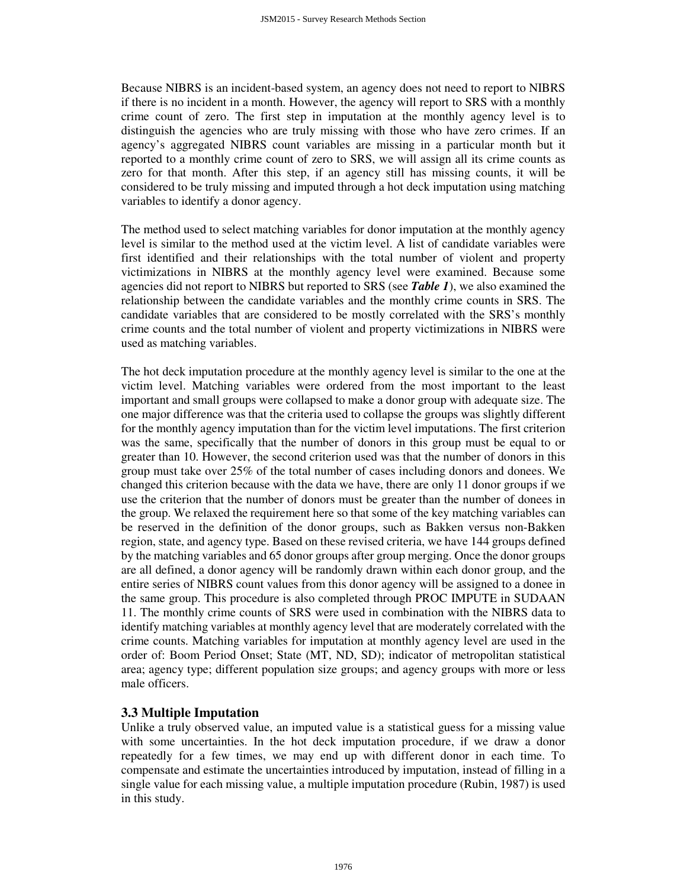Because NIBRS is an incident-based system, an agency does not need to report to NIBRS if there is no incident in a month. However, the agency will report to SRS with a monthly crime count of zero. The first step in imputation at the monthly agency level is to distinguish the agencies who are truly missing with those who have zero crimes. If an agency's aggregated NIBRS count variables are missing in a particular month but it reported to a monthly crime count of zero to SRS, we will assign all its crime counts as zero for that month. After this step, if an agency still has missing counts, it will be considered to be truly missing and imputed through a hot deck imputation using matching variables to identify a donor agency.

The method used to select matching variables for donor imputation at the monthly agency level is similar to the method used at the victim level. A list of candidate variables were first identified and their relationships with the total number of violent and property victimizations in NIBRS at the monthly agency level were examined. Because some agencies did not report to NIBRS but reported to SRS (see ***Table 1***), we also examined the relationship between the candidate variables and the monthly crime counts in SRS. The candidate variables that are considered to be mostly correlated with the SRS's monthly crime counts and the total number of violent and property victimizations in NIBRS were used as matching variables.

The hot deck imputation procedure at the monthly agency level is similar to the one at the victim level. Matching variables were ordered from the most important to the least important and small groups were collapsed to make a donor group with adequate size. The one major difference was that the criteria used to collapse the groups was slightly different for the monthly agency imputation than for the victim level imputations. The first criterion was the same, specifically that the number of donors in this group must be equal to or greater than 10. However, the second criterion used was that the number of donors in this group must take over 25% of the total number of cases including donors and donees. We changed this criterion because with the data we have, there are only 11 donor groups if we use the criterion that the number of donors must be greater than the number of donees in the group. We relaxed the requirement here so that some of the key matching variables can be reserved in the definition of the donor groups, such as Bakken versus non-Bakken region, state, and agency type. Based on these revised criteria, we have 144 groups defined by the matching variables and 65 donor groups after group merging. Once the donor groups are all defined, a donor agency will be randomly drawn within each donor group, and the entire series of NIBRS count values from this donor agency will be assigned to a donee in the same group. This procedure is also completed through PROC IMPUTE in SUDAAN 11. The monthly crime counts of SRS were used in combination with the NIBRS data to identify matching variables at monthly agency level that are moderately correlated with the crime counts. Matching variables for imputation at monthly agency level are used in the order of: Boom Period Onset; State (MT, ND, SD); indicator of metropolitan statistical area; agency type; different population size groups; and agency groups with more or less male officers.

### 3.3 Multiple Imputation

Unlike a truly observed value, an imputed value is a statistical guess for a missing value with some uncertainties. In the hot deck imputation procedure, if we draw a donor repeatedly for a few times, we may end up with different donor in each time. To compensate and estimate the uncertainties introduced by imputation, instead of filling in a single value for each missing value, a multiple imputation procedure (Rubin, 1987) is used in this study.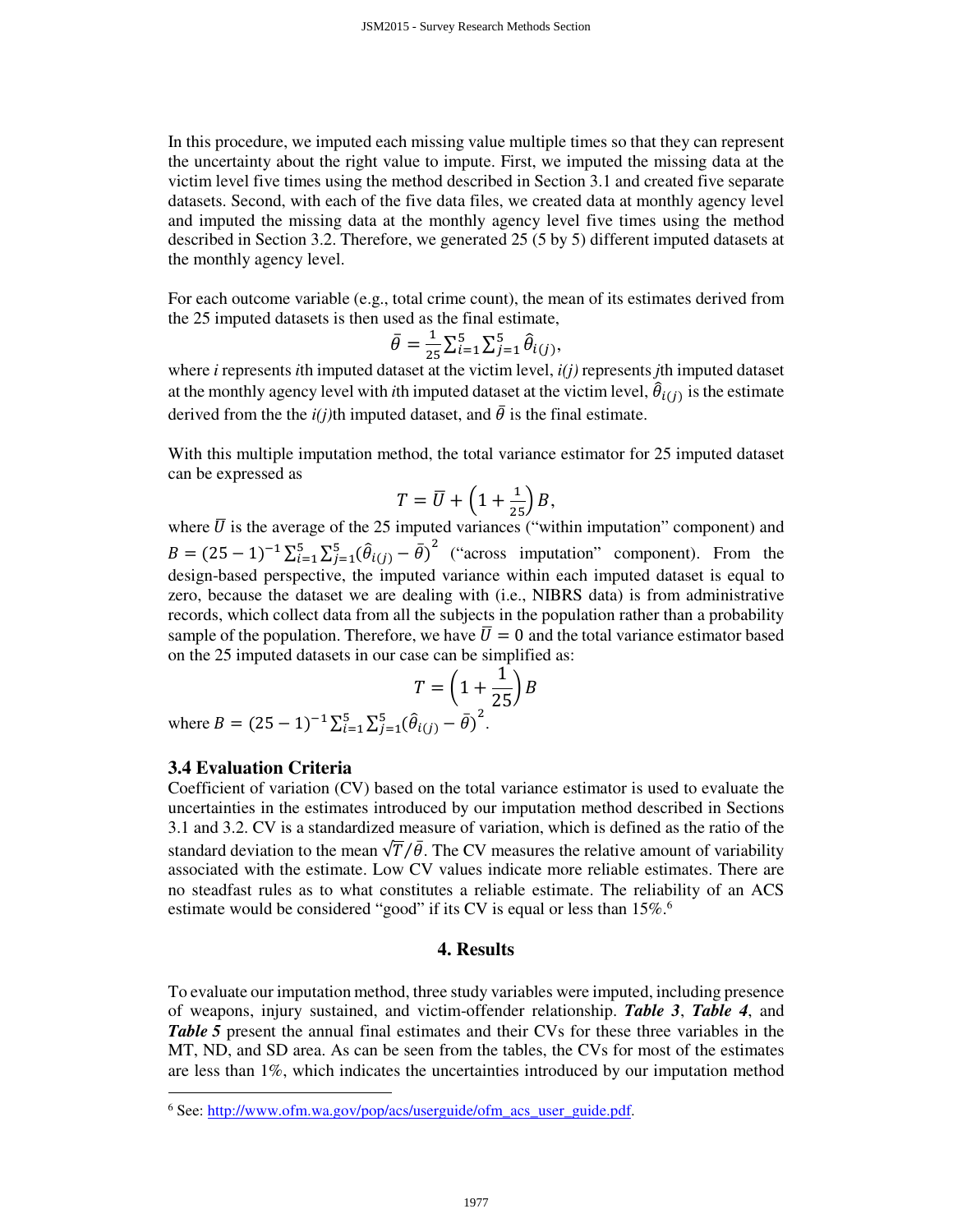In this procedure, we imputed each missing value multiple times so that they can represent the uncertainty about the right value to impute. First, we imputed the missing data at the victim level five times using the method described in Section 3.1 and created five separate datasets. Second, with each of the five data files, we created data at monthly agency level and imputed the missing data at the monthly agency level five times using the method described in Section 3.2. Therefore, we generated 25 (5 by 5) different imputed datasets at the monthly agency level.

For each outcome variable (e.g., total crime count), the mean of its estimates derived from the 25 imputed datasets is then used as the final estimate,

$$\bar{\theta} = \frac{1}{25}\sum_{i=1}^{5}\sum_{j=1}^{5}\hat{\theta}_{i(j)},$$

where *i* represents *i*th imputed dataset at the victim level, *i(j)* represents *j*th imputed dataset at the monthly agency level with *i*th imputed dataset at the victim level, $\hat{\theta}_{i(j)}$ is the estimate derived from the the *i(j)*th imputed dataset, and $\bar{\theta}$ is the final estimate.

With this multiple imputation method, the total variance estimator for 25 imputed dataset can be expressed as

$$T = \bar{U} + \left(1 + \frac{1}{25}\right)B,$$

where $\bar{U}$ is the average of the 25 imputed variances ("within imputation" component) and $B = (25-1)^{-1}\sum_{i=1}^{5}\sum_{j=1}^{5}(\hat{\theta}_{i(j)} - \bar{\theta})^2$ ("across imputation" component). From the design-based perspective, the imputed variance within each imputed dataset is equal to zero, because the dataset we are dealing with (i.e., NIBRS data) is from administrative records, which collect data from all the subjects in the population rather than a probability sample of the population. Therefore, we have $\bar{U} = 0$ and the total variance estimator based on the 25 imputed datasets in our case can be simplified as:

$$T = \left(1 + \frac{1}{25}\right)B$$

where $B = (25-1)^{-1}\sum_{i=1}^{5}\sum_{j=1}^{5}(\hat{\theta}_{i(j)} - \bar{\theta})^2$.

### 3.4 Evaluation Criteria

Coefficient of variation (CV) based on the total variance estimator is used to evaluate the uncertainties in the estimates introduced by our imputation method described in Sections 3.1 and 3.2. CV is a standardized measure of variation, which is defined as the ratio of the standard deviation to the mean $\sqrt{T}/\bar{\theta}$. The CV measures the relative amount of variability associated with the estimate. Low CV values indicate more reliable estimates. There are no steadfast rules as to what constitutes a reliable estimate. The reliability of an ACS estimate would be considered "good" if its CV is equal or less than 15%.[6]

## 4. Results

To evaluate our imputation method, three study variables were imputed, including presence of weapons, injury sustained, and victim-offender relationship. ***Table 3***, ***Table 4***, and ***Table 5*** present the annual final estimates and their CVs for these three variables in the MT, ND, and SD area. As can be seen from the tables, the CVs for most of the estimates are less than 1%, which indicates the uncertainties introduced by our imputation method

[6] See: http://www.ofm.wa.gov/pop/acs/userguide/ofm_acs_user_guide.pdf.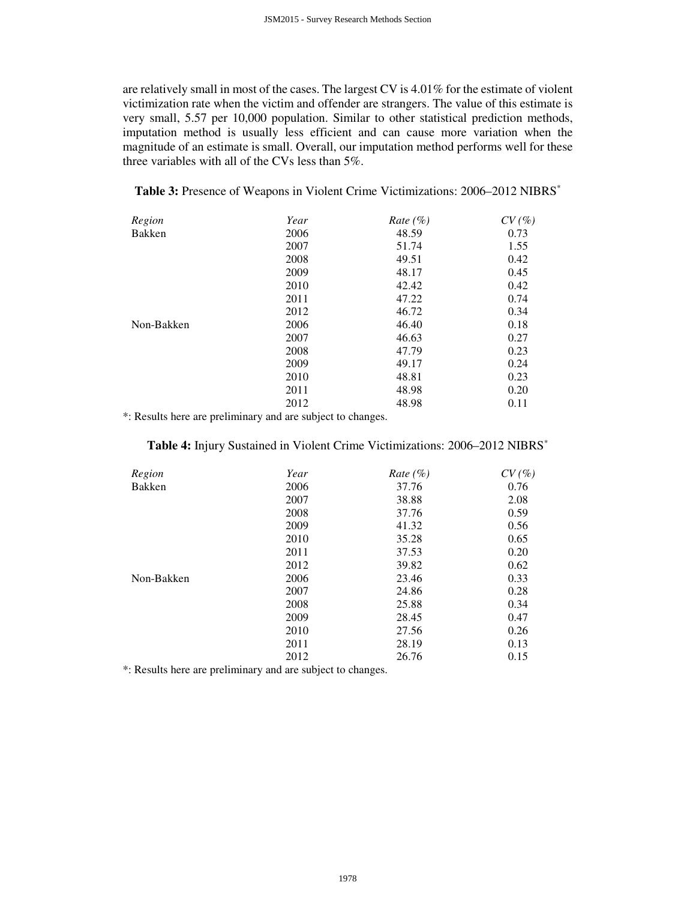are relatively small in most of the cases. The largest CV is 4.01% for the estimate of violent victimization rate when the victim and offender are strangers. The value of this estimate is very small, 5.57 per 10,000 population. Similar to other statistical prediction methods, imputation method is usually less efficient and can cause more variation when the magnitude of an estimate is small. Overall, our imputation method performs well for these three variables with all of the CVs less than 5%.

**Table 3:** Presence of Weapons in Violent Crime Victimizations: 2006–2012 NIBRS*

| *Region* | *Year* | *Rate (%)* | *CV (%)* |
|---|---|---|---|
| Bakken | 2006 | 48.59 | 0.73 |
| | 2007 | 51.74 | 1.55 |
| | 2008 | 49.51 | 0.42 |
| | 2009 | 48.17 | 0.45 |
| | 2010 | 42.42 | 0.42 |
| | 2011 | 47.22 | 0.74 |
| | 2012 | 46.72 | 0.34 |
| Non-Bakken | 2006 | 46.40 | 0.18 |
| | 2007 | 46.63 | 0.27 |
| | 2008 | 47.79 | 0.23 |
| | 2009 | 49.17 | 0.24 |
| | 2010 | 48.81 | 0.23 |
| | 2011 | 48.98 | 0.20 |
| | 2012 | 48.98 | 0.11 |

*: Results here are preliminary and are subject to changes.

**Table 4:** Injury Sustained in Violent Crime Victimizations: 2006–2012 NIBRS*

| *Region* | *Year* | *Rate (%)* | *CV (%)* |
|---|---|---|---|
| Bakken | 2006 | 37.76 | 0.76 |
| | 2007 | 38.88 | 2.08 |
| | 2008 | 37.76 | 0.59 |
| | 2009 | 41.32 | 0.56 |
| | 2010 | 35.28 | 0.65 |
| | 2011 | 37.53 | 0.20 |
| | 2012 | 39.82 | 0.62 |
| Non-Bakken | 2006 | 23.46 | 0.33 |
| | 2007 | 24.86 | 0.28 |
| | 2008 | 25.88 | 0.34 |
| | 2009 | 28.45 | 0.47 |
| | 2010 | 27.56 | 0.26 |
| | 2011 | 28.19 | 0.13 |
| | 2012 | 26.76 | 0.15 |

*: Results here are preliminary and are subject to changes.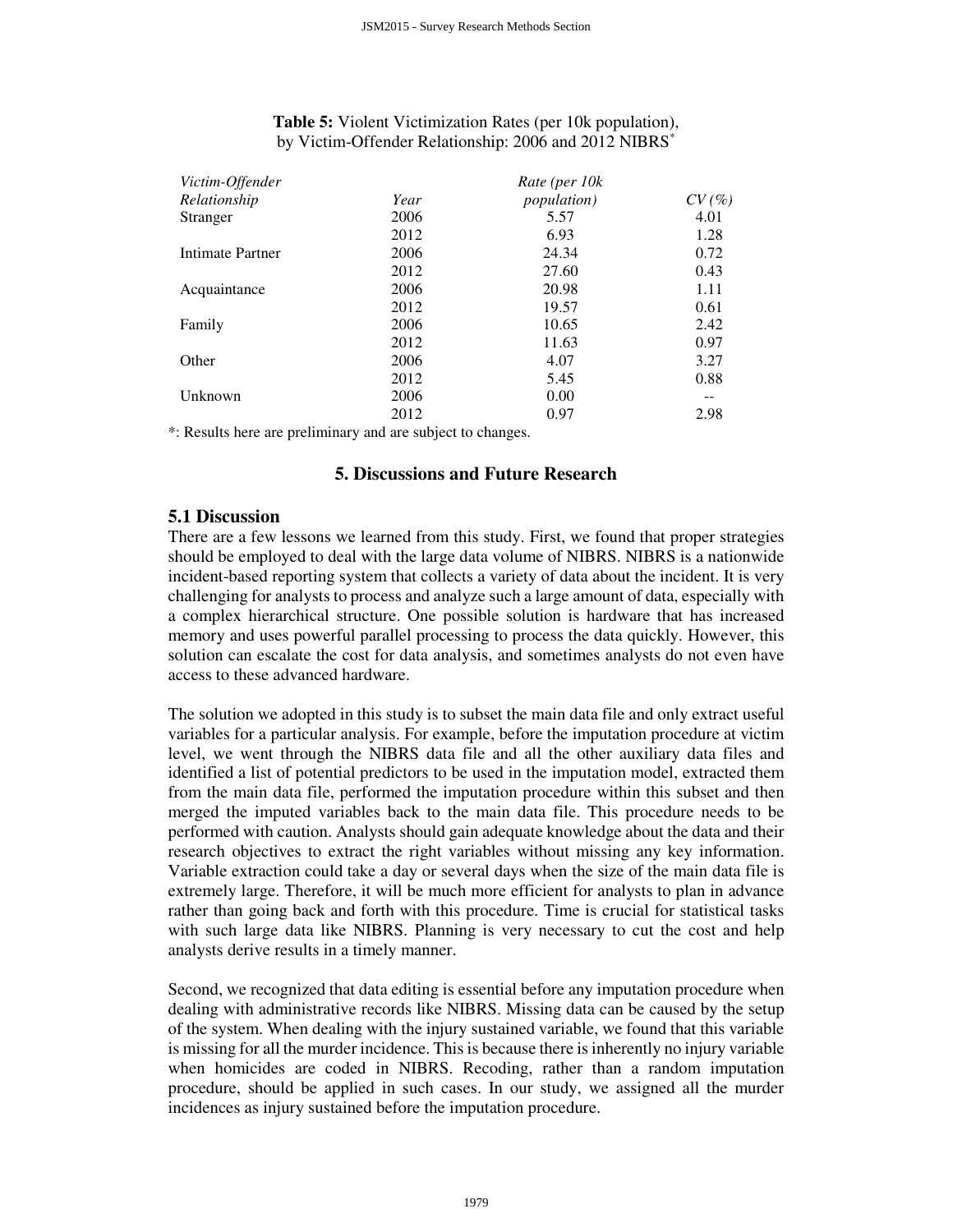**Table 5:** Violent Victimization Rates (per 10k population), by Victim-Offender Relationship: 2006 and 2012 NIBRS*

| *Victim-Offender Relationship* | *Year* | *Rate (per 10k population)* | *CV (%)* |
|---|---|---|---|
| Stranger | 2006 | 5.57 | 4.01 |
| | 2012 | 6.93 | 1.28 |
| Intimate Partner | 2006 | 24.34 | 0.72 |
| | 2012 | 27.60 | 0.43 |
| Acquaintance | 2006 | 20.98 | 1.11 |
| | 2012 | 19.57 | 0.61 |
| Family | 2006 | 10.65 | 2.42 |
| | 2012 | 11.63 | 0.97 |
| Other | 2006 | 4.07 | 3.27 |
| | 2012 | 5.45 | 0.88 |
| Unknown | 2006 | 0.00 | -- |
| | 2012 | 0.97 | 2.98 |

*: Results here are preliminary and are subject to changes.

## 5. Discussions and Future Research

### 5.1 Discussion

There are a few lessons we learned from this study. First, we found that proper strategies should be employed to deal with the large data volume of NIBRS. NIBRS is a nationwide incident-based reporting system that collects a variety of data about the incident. It is very challenging for analysts to process and analyze such a large amount of data, especially with a complex hierarchical structure. One possible solution is hardware that has increased memory and uses powerful parallel processing to process the data quickly. However, this solution can escalate the cost for data analysis, and sometimes analysts do not even have access to these advanced hardware.

The solution we adopted in this study is to subset the main data file and only extract useful variables for a particular analysis. For example, before the imputation procedure at victim level, we went through the NIBRS data file and all the other auxiliary data files and identified a list of potential predictors to be used in the imputation model, extracted them from the main data file, performed the imputation procedure within this subset and then merged the imputed variables back to the main data file. This procedure needs to be performed with caution. Analysts should gain adequate knowledge about the data and their research objectives to extract the right variables without missing any key information. Variable extraction could take a day or several days when the size of the main data file is extremely large. Therefore, it will be much more efficient for analysts to plan in advance rather than going back and forth with this procedure. Time is crucial for statistical tasks with such large data like NIBRS. Planning is very necessary to cut the cost and help analysts derive results in a timely manner.

Second, we recognized that data editing is essential before any imputation procedure when dealing with administrative records like NIBRS. Missing data can be caused by the setup of the system. When dealing with the injury sustained variable, we found that this variable is missing for all the murder incidence. This is because there is inherently no injury variable when homicides are coded in NIBRS. Recoding, rather than a random imputation procedure, should be applied in such cases. In our study, we assigned all the murder incidences as injury sustained before the imputation procedure.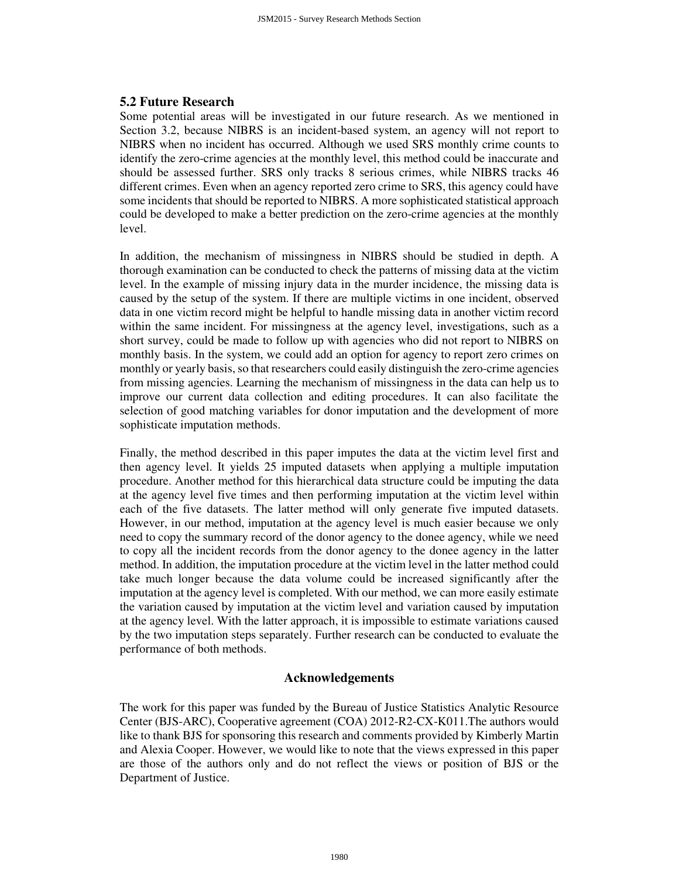### 5.2 Future Research

Some potential areas will be investigated in our future research. As we mentioned in Section 3.2, because NIBRS is an incident-based system, an agency will not report to NIBRS when no incident has occurred. Although we used SRS monthly crime counts to identify the zero-crime agencies at the monthly level, this method could be inaccurate and should be assessed further. SRS only tracks 8 serious crimes, while NIBRS tracks 46 different crimes. Even when an agency reported zero crime to SRS, this agency could have some incidents that should be reported to NIBRS. A more sophisticated statistical approach could be developed to make a better prediction on the zero-crime agencies at the monthly level.

In addition, the mechanism of missingness in NIBRS should be studied in depth. A thorough examination can be conducted to check the patterns of missing data at the victim level. In the example of missing injury data in the murder incidence, the missing data is caused by the setup of the system. If there are multiple victims in one incident, observed data in one victim record might be helpful to handle missing data in another victim record within the same incident. For missingness at the agency level, investigations, such as a short survey, could be made to follow up with agencies who did not report to NIBRS on monthly basis. In the system, we could add an option for agency to report zero crimes on monthly or yearly basis, so that researchers could easily distinguish the zero-crime agencies from missing agencies. Learning the mechanism of missingness in the data can help us to improve our current data collection and editing procedures. It can also facilitate the selection of good matching variables for donor imputation and the development of more sophisticate imputation methods.

Finally, the method described in this paper imputes the data at the victim level first and then agency level. It yields 25 imputed datasets when applying a multiple imputation procedure. Another method for this hierarchical data structure could be imputing the data at the agency level five times and then performing imputation at the victim level within each of the five datasets. The latter method will only generate five imputed datasets. However, in our method, imputation at the agency level is much easier because we only need to copy the summary record of the donor agency to the donee agency, while we need to copy all the incident records from the donor agency to the donee agency in the latter method. In addition, the imputation procedure at the victim level in the latter method could take much longer because the data volume could be increased significantly after the imputation at the agency level is completed. With our method, we can more easily estimate the variation caused by imputation at the victim level and variation caused by imputation at the agency level. With the latter approach, it is impossible to estimate variations caused by the two imputation steps separately. Further research can be conducted to evaluate the performance of both methods.

## Acknowledgements

The work for this paper was funded by the Bureau of Justice Statistics Analytic Resource Center (BJS-ARC), Cooperative agreement (COA) 2012-R2-CX-K011.The authors would like to thank BJS for sponsoring this research and comments provided by Kimberly Martin and Alexia Cooper. However, we would like to note that the views expressed in this paper are those of the authors only and do not reflect the views or position of BJS or the Department of Justice.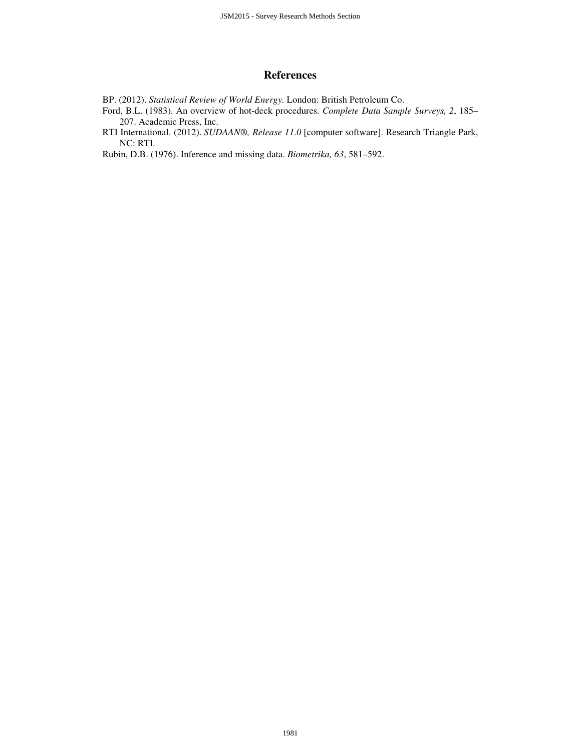# References

BP. (2012). *Statistical Review of World Energy*. London: British Petroleum Co.

Ford, B.L. (1983). An overview of hot-deck procedures. *Complete Data Sample Surveys, 2*, 185–207. Academic Press, Inc.

RTI International. (2012). *SUDAAN®, Release 11.0* [computer software]. Research Triangle Park, NC: RTI.

Rubin, D.B. (1976). Inference and missing data. *Biometrika, 63*, 581–592.